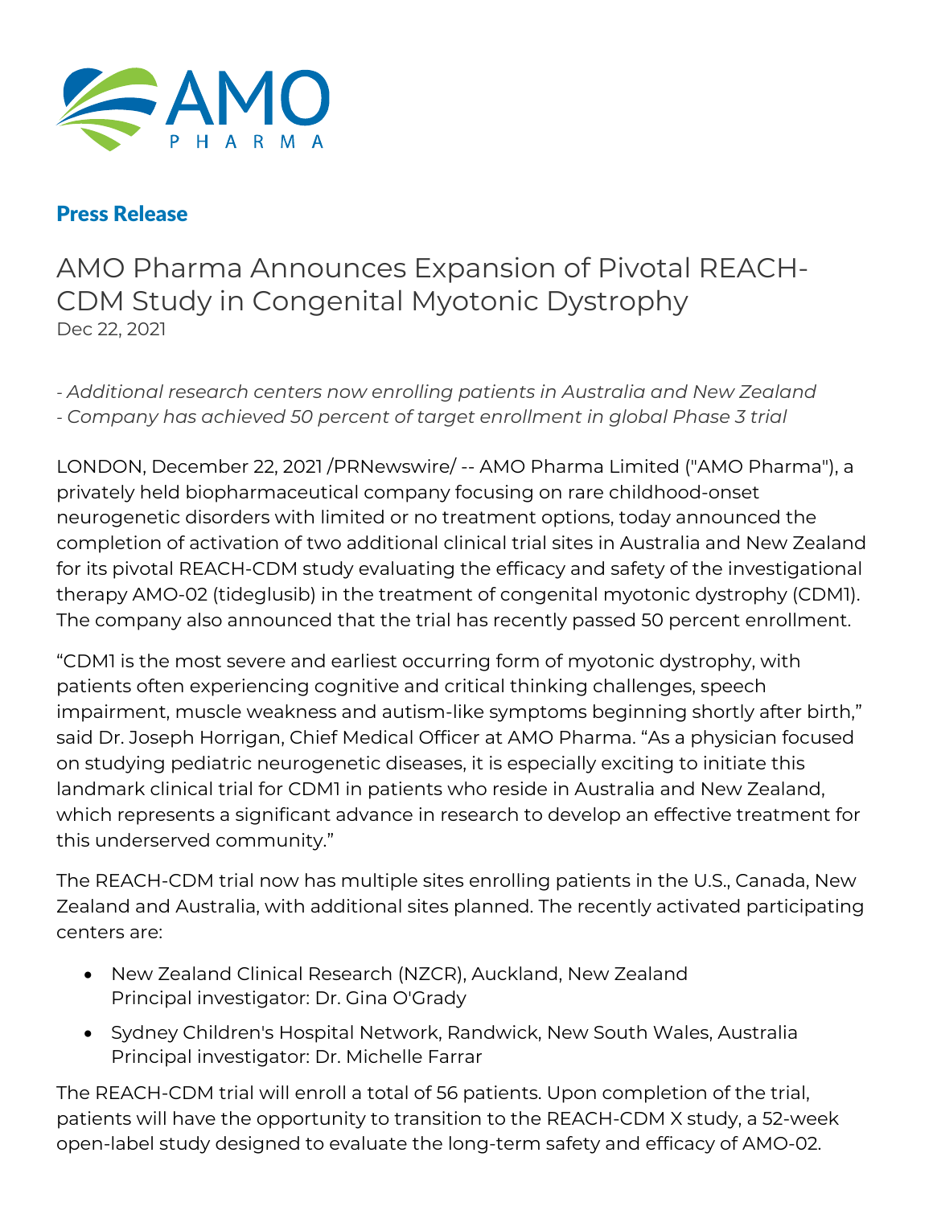AMO PHARMA

**Press Release**

# AMO Pharma Announces Expansion of Pivotal REACH-CDM Study in Congenital Myotonic Dystrophy

Dec 22, 2021

*- Additional research centers now enrolling patients in Australia and New Zealand*
*- Company has achieved 50 percent of target enrollment in global Phase 3 trial*

LONDON, December 22, 2021 /PRNewswire/ -- AMO Pharma Limited ("AMO Pharma"), a privately held biopharmaceutical company focusing on rare childhood-onset neurogenetic disorders with limited or no treatment options, today announced the completion of activation of two additional clinical trial sites in Australia and New Zealand for its pivotal REACH-CDM study evaluating the efficacy and safety of the investigational therapy AMO-02 (tideglusib) in the treatment of congenital myotonic dystrophy (CDM1). The company also announced that the trial has recently passed 50 percent enrollment.

"CDM1 is the most severe and earliest occurring form of myotonic dystrophy, with patients often experiencing cognitive and critical thinking challenges, speech impairment, muscle weakness and autism-like symptoms beginning shortly after birth," said Dr. Joseph Horrigan, Chief Medical Officer at AMO Pharma. "As a physician focused on studying pediatric neurogenetic diseases, it is especially exciting to initiate this landmark clinical trial for CDM1 in patients who reside in Australia and New Zealand, which represents a significant advance in research to develop an effective treatment for this underserved community."

The REACH-CDM trial now has multiple sites enrolling patients in the U.S., Canada, New Zealand and Australia, with additional sites planned. The recently activated participating centers are:

- New Zealand Clinical Research (NZCR), Auckland, New Zealand
  Principal investigator: Dr. Gina O'Grady
- Sydney Children's Hospital Network, Randwick, New South Wales, Australia
  Principal investigator: Dr. Michelle Farrar

The REACH-CDM trial will enroll a total of 56 patients. Upon completion of the trial, patients will have the opportunity to transition to the REACH-CDM X study, a 52-week open-label study designed to evaluate the long-term safety and efficacy of AMO-02.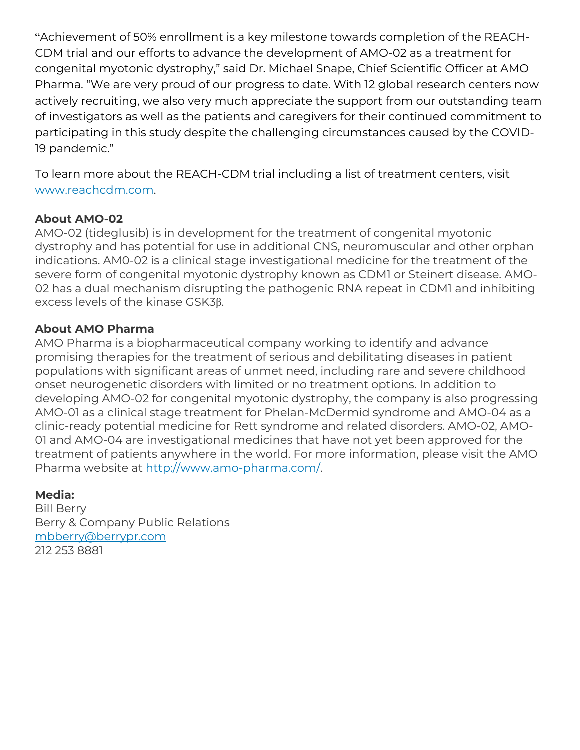"Achievement of 50% enrollment is a key milestone towards completion of the REACH-CDM trial and our efforts to advance the development of AMO-02 as a treatment for congenital myotonic dystrophy," said Dr. Michael Snape, Chief Scientific Officer at AMO Pharma. "We are very proud of our progress to date. With 12 global research centers now actively recruiting, we also very much appreciate the support from our outstanding team of investigators as well as the patients and caregivers for their continued commitment to participating in this study despite the challenging circumstances caused by the COVID-19 pandemic."

To learn more about the REACH-CDM trial including a list of treatment centers, visit [www.reachcdm.com](http://www.reachcdm.com).

**About AMO-02**
AMO-02 (tideglusib) is in development for the treatment of congenital myotonic dystrophy and has potential for use in additional CNS, neuromuscular and other orphan indications. AM0-02 is a clinical stage investigational medicine for the treatment of the severe form of congenital myotonic dystrophy known as CDM1 or Steinert disease. AMO-02 has a dual mechanism disrupting the pathogenic RNA repeat in CDM1 and inhibiting excess levels of the kinase GSK3β.

**About AMO Pharma**
AMO Pharma is a biopharmaceutical company working to identify and advance promising therapies for the treatment of serious and debilitating diseases in patient populations with significant areas of unmet need, including rare and severe childhood onset neurogenetic disorders with limited or no treatment options. In addition to developing AMO-02 for congenital myotonic dystrophy, the company is also progressing AMO-01 as a clinical stage treatment for Phelan-McDermid syndrome and AMO-04 as a clinic-ready potential medicine for Rett syndrome and related disorders. AMO-02, AMO-01 and AMO-04 are investigational medicines that have not yet been approved for the treatment of patients anywhere in the world. For more information, please visit the AMO Pharma website at [http://www.amo-pharma.com/](http://www.amo-pharma.com/).

**Media:**
Bill Berry
Berry & Company Public Relations
[mbberry@berrypr.com](mailto:mbberry@berrypr.com)
212 253 8881